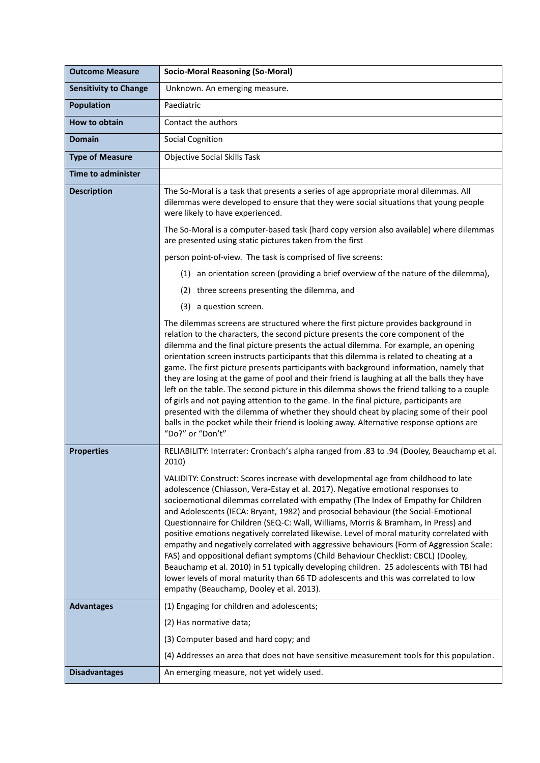| | |
|---|---|
| **Outcome Measure** | **Socio-Moral Reasoning (So-Moral)** |
| **Sensitivity to Change** | Unknown. An emerging measure. |
| **Population** | Paediatric |
| **How to obtain** | Contact the authors |
| **Domain** | Social Cognition |
| **Type of Measure** | Objective Social Skills Task |
| **Time to administer** | |
| **Description** | The So-Moral is a task that presents a series of age appropriate moral dilemmas. All dilemmas were developed to ensure that they were social situations that young people were likely to have experienced.<br><br>The So-Moral is a computer-based task (hard copy version also available) where dilemmas are presented using static pictures taken from the first<br><br>person point-of-view. The task is comprised of five screens:<br><br>(1) an orientation screen (providing a brief overview of the nature of the dilemma),<br><br>(2) three screens presenting the dilemma, and<br><br>(3) a question screen.<br><br>The dilemmas screens are structured where the first picture provides background in relation to the characters, the second picture presents the core component of the dilemma and the final picture presents the actual dilemma. For example, an opening orientation screen instructs participants that this dilemma is related to cheating at a game. The first picture presents participants with background information, namely that they are losing at the game of pool and their friend is laughing at all the balls they have left on the table. The second picture in this dilemma shows the friend talking to a couple of girls and not paying attention to the game. In the final picture, participants are presented with the dilemma of whether they should cheat by placing some of their pool balls in the pocket while their friend is looking away. Alternative response options are "Do?" or "Don't" |
| **Properties** | RELIABILITY: Interrater: Cronbach's alpha ranged from .83 to .94 (Dooley, Beauchamp et al. 2010)<br><br>VALIDITY: Construct: Scores increase with developmental age from childhood to late adolescence (Chiasson, Vera-Estay et al. 2017). Negative emotional responses to socioemotional dilemmas correlated with empathy (The Index of Empathy for Children and Adolescents (IECA: Bryant, 1982) and prosocial behaviour (the Social-Emotional Questionnaire for Children (SEQ-C: Wall, Williams, Morris & Bramham, In Press) and positive emotions negatively correlated likewise. Level of moral maturity correlated with empathy and negatively correlated with aggressive behaviours (Form of Aggression Scale: FAS) and oppositional defiant symptoms (Child Behaviour Checklist: CBCL) (Dooley, Beauchamp et al. 2010) in 51 typically developing children. 25 adolescents with TBI had lower levels of moral maturity than 66 TD adolescents and this was correlated to low empathy (Beauchamp, Dooley et al. 2013). |
| **Advantages** | (1) Engaging for children and adolescents;<br><br>(2) Has normative data;<br><br>(3) Computer based and hard copy; and<br><br>(4) Addresses an area that does not have sensitive measurement tools for this population. |
| **Disadvantages** | An emerging measure, not yet widely used. |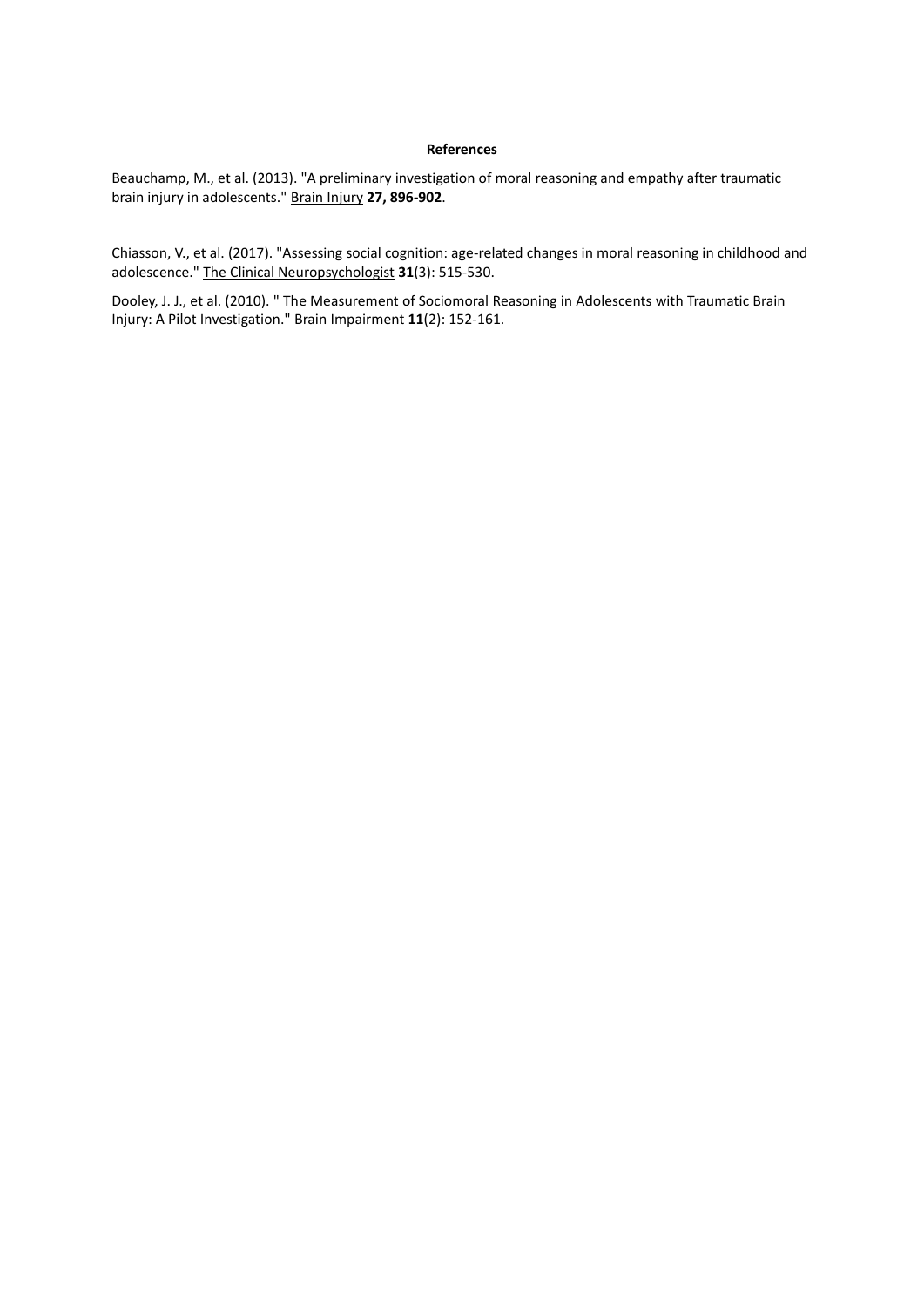**References**

Beauchamp, M., et al. (2013). "A preliminary investigation of moral reasoning and empathy after traumatic brain injury in adolescents." Brain Injury **27, 896-902**.

Chiasson, V., et al. (2017). "Assessing social cognition: age-related changes in moral reasoning in childhood and adolescence." The Clinical Neuropsychologist **31**(3): 515-530.

Dooley, J. J., et al. (2010). " The Measurement of Sociomoral Reasoning in Adolescents with Traumatic Brain Injury: A Pilot Investigation." Brain Impairment **11**(2): 152-161.